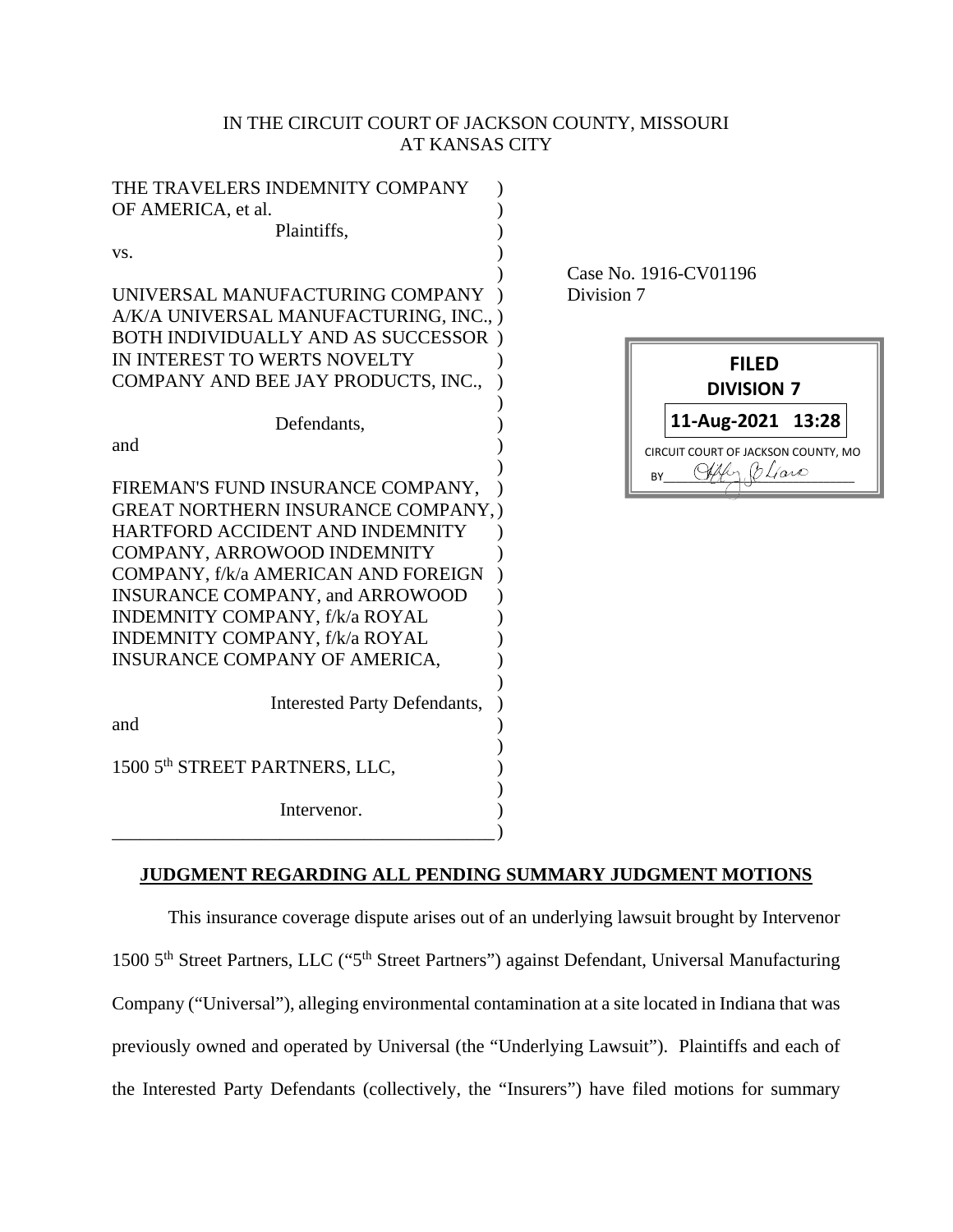IN THE CIRCUIT COURT OF JACKSON COUNTY, MISSOURI
AT KANSAS CITY

THE TRAVELERS INDEMNITY COMPANY OF AMERICA, et al.

Plaintiffs,

vs.

UNIVERSAL MANUFACTURING COMPANY A/K/A UNIVERSAL MANUFACTURING, INC., BOTH INDIVIDUALLY AND AS SUCCESSOR IN INTEREST TO WERTS NOVELTY COMPANY AND BEE JAY PRODUCTS, INC.,

Defendants,

and

FIREMAN'S FUND INSURANCE COMPANY, GREAT NORTHERN INSURANCE COMPANY, HARTFORD ACCIDENT AND INDEMNITY COMPANY, ARROWOOD INDEMNITY COMPANY, f/k/a AMERICAN AND FOREIGN INSURANCE COMPANY, and ARROWOOD INDEMNITY COMPANY, f/k/a ROYAL INDEMNITY COMPANY, f/k/a ROYAL INSURANCE COMPANY OF AMERICA,

Interested Party Defendants,

and

1500 5th STREET PARTNERS, LLC,

Intervenor.

Case No. 1916-CV01196
Division 7

FILED
DIVISION 7
11-Aug-2021 13:28
CIRCUIT COURT OF JACKSON COUNTY, MO

## JUDGMENT REGARDING ALL PENDING SUMMARY JUDGMENT MOTIONS

This insurance coverage dispute arises out of an underlying lawsuit brought by Intervenor 1500 5th Street Partners, LLC ("5th Street Partners") against Defendant, Universal Manufacturing Company ("Universal"), alleging environmental contamination at a site located in Indiana that was previously owned and operated by Universal (the "Underlying Lawsuit"). Plaintiffs and each of the Interested Party Defendants (collectively, the "Insurers") have filed motions for summary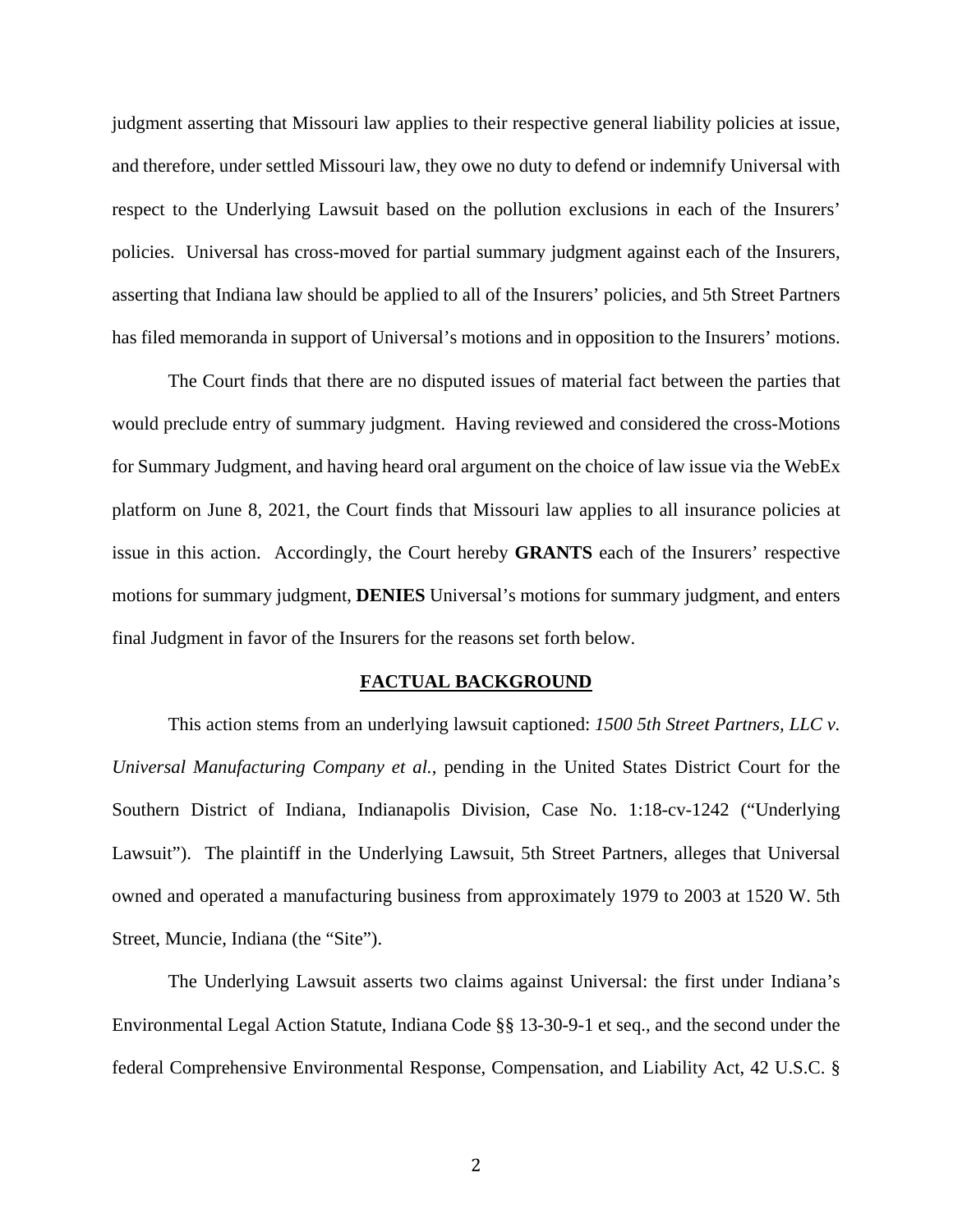judgment asserting that Missouri law applies to their respective general liability policies at issue, and therefore, under settled Missouri law, they owe no duty to defend or indemnify Universal with respect to the Underlying Lawsuit based on the pollution exclusions in each of the Insurers' policies. Universal has cross-moved for partial summary judgment against each of the Insurers, asserting that Indiana law should be applied to all of the Insurers' policies, and 5th Street Partners has filed memoranda in support of Universal's motions and in opposition to the Insurers' motions.

The Court finds that there are no disputed issues of material fact between the parties that would preclude entry of summary judgment. Having reviewed and considered the cross-Motions for Summary Judgment, and having heard oral argument on the choice of law issue via the WebEx platform on June 8, 2021, the Court finds that Missouri law applies to all insurance policies at issue in this action. Accordingly, the Court hereby **GRANTS** each of the Insurers' respective motions for summary judgment, **DENIES** Universal's motions for summary judgment, and enters final Judgment in favor of the Insurers for the reasons set forth below.

## FACTUAL BACKGROUND

This action stems from an underlying lawsuit captioned: *1500 5th Street Partners, LLC v. Universal Manufacturing Company et al.*, pending in the United States District Court for the Southern District of Indiana, Indianapolis Division, Case No. 1:18-cv-1242 ("Underlying Lawsuit"). The plaintiff in the Underlying Lawsuit, 5th Street Partners, alleges that Universal owned and operated a manufacturing business from approximately 1979 to 2003 at 1520 W. 5th Street, Muncie, Indiana (the "Site").

The Underlying Lawsuit asserts two claims against Universal: the first under Indiana's Environmental Legal Action Statute, Indiana Code §§ 13-30-9-1 et seq., and the second under the federal Comprehensive Environmental Response, Compensation, and Liability Act, 42 U.S.C. §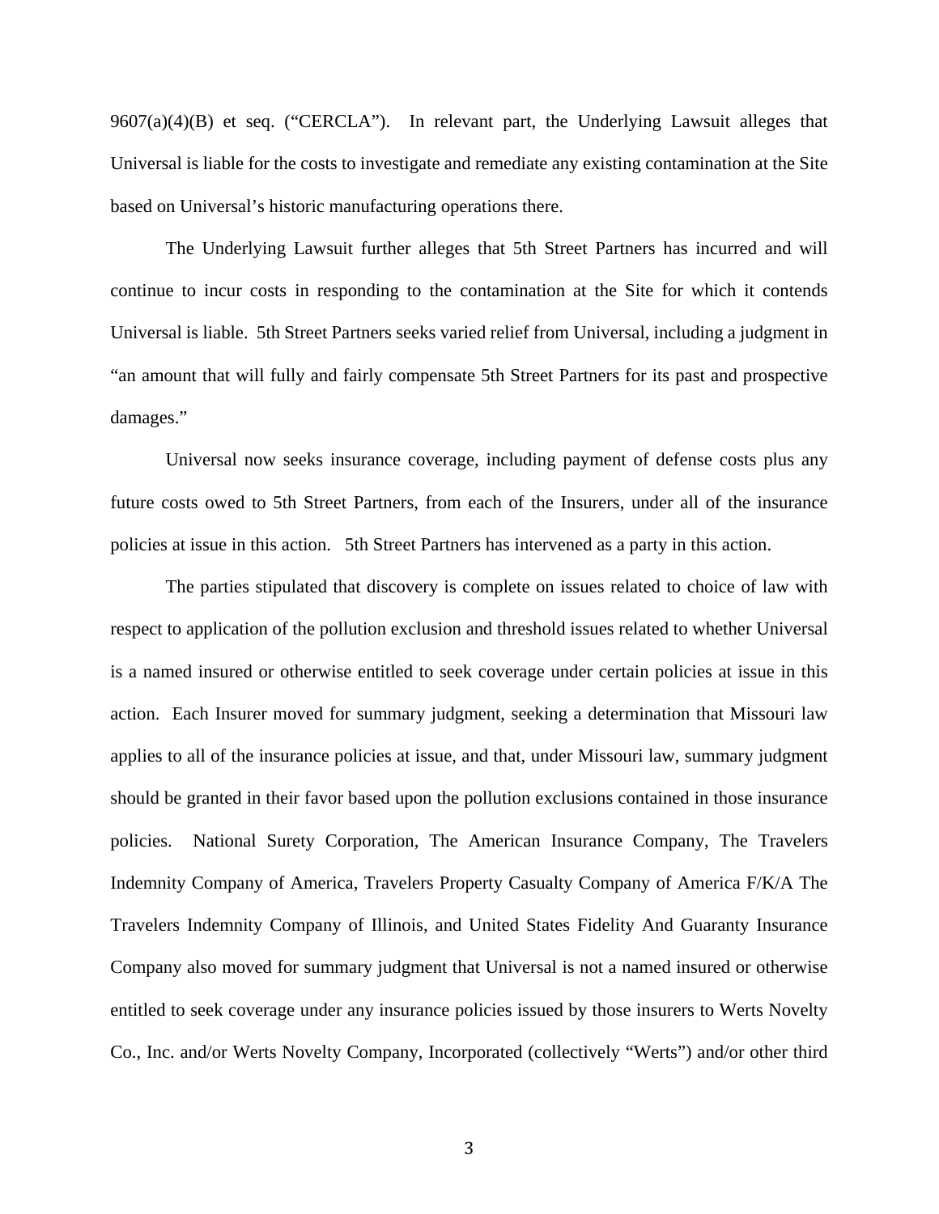9607(a)(4)(B) et seq. ("CERCLA"). In relevant part, the Underlying Lawsuit alleges that Universal is liable for the costs to investigate and remediate any existing contamination at the Site based on Universal's historic manufacturing operations there.

The Underlying Lawsuit further alleges that 5th Street Partners has incurred and will continue to incur costs in responding to the contamination at the Site for which it contends Universal is liable. 5th Street Partners seeks varied relief from Universal, including a judgment in "an amount that will fully and fairly compensate 5th Street Partners for its past and prospective damages."

Universal now seeks insurance coverage, including payment of defense costs plus any future costs owed to 5th Street Partners, from each of the Insurers, under all of the insurance policies at issue in this action. 5th Street Partners has intervened as a party in this action.

The parties stipulated that discovery is complete on issues related to choice of law with respect to application of the pollution exclusion and threshold issues related to whether Universal is a named insured or otherwise entitled to seek coverage under certain policies at issue in this action. Each Insurer moved for summary judgment, seeking a determination that Missouri law applies to all of the insurance policies at issue, and that, under Missouri law, summary judgment should be granted in their favor based upon the pollution exclusions contained in those insurance policies. National Surety Corporation, The American Insurance Company, The Travelers Indemnity Company of America, Travelers Property Casualty Company of America F/K/A The Travelers Indemnity Company of Illinois, and United States Fidelity And Guaranty Insurance Company also moved for summary judgment that Universal is not a named insured or otherwise entitled to seek coverage under any insurance policies issued by those insurers to Werts Novelty Co., Inc. and/or Werts Novelty Company, Incorporated (collectively "Werts") and/or other third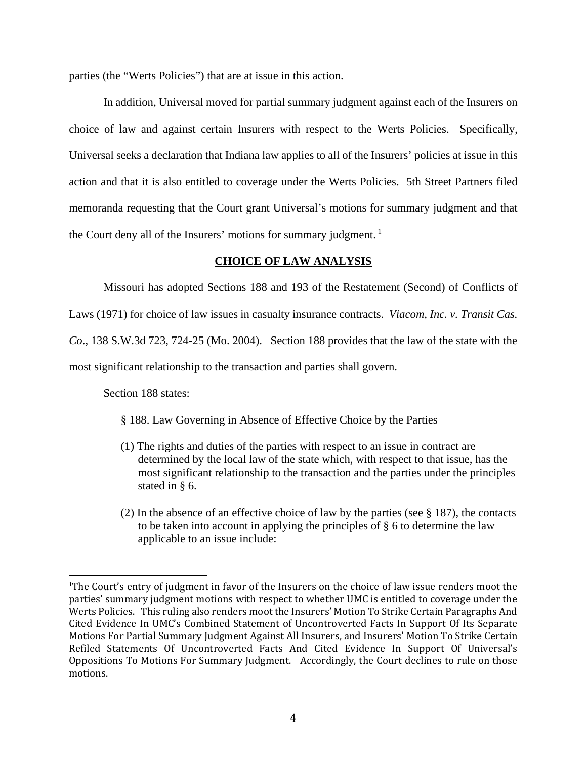parties (the "Werts Policies") that are at issue in this action.

In addition, Universal moved for partial summary judgment against each of the Insurers on choice of law and against certain Insurers with respect to the Werts Policies. Specifically, Universal seeks a declaration that Indiana law applies to all of the Insurers' policies at issue in this action and that it is also entitled to coverage under the Werts Policies. 5th Street Partners filed memoranda requesting that the Court grant Universal's motions for summary judgment and that the Court deny all of the Insurers' motions for summary judgment. [1]

## CHOICE OF LAW ANALYSIS

Missouri has adopted Sections 188 and 193 of the Restatement (Second) of Conflicts of Laws (1971) for choice of law issues in casualty insurance contracts. *Viacom, Inc. v. Transit Cas. Co*., 138 S.W.3d 723, 724-25 (Mo. 2004). Section 188 provides that the law of the state with the most significant relationship to the transaction and parties shall govern.

Section 188 states:

> § 188. Law Governing in Absence of Effective Choice by the Parties
>
> (1) The rights and duties of the parties with respect to an issue in contract are determined by the local law of the state which, with respect to that issue, has the most significant relationship to the transaction and the parties under the principles stated in § 6.
>
> (2) In the absence of an effective choice of law by the parties (see § 187), the contacts to be taken into account in applying the principles of § 6 to determine the law applicable to an issue include:

---

[1] The Court's entry of judgment in favor of the Insurers on the choice of law issue renders moot the parties' summary judgment motions with respect to whether UMC is entitled to coverage under the Werts Policies. This ruling also renders moot the Insurers' Motion To Strike Certain Paragraphs And Cited Evidence In UMC's Combined Statement of Uncontroverted Facts In Support Of Its Separate Motions For Partial Summary Judgment Against All Insurers, and Insurers' Motion To Strike Certain Refiled Statements Of Uncontroverted Facts And Cited Evidence In Support Of Universal's Oppositions To Motions For Summary Judgment. Accordingly, the Court declines to rule on those motions.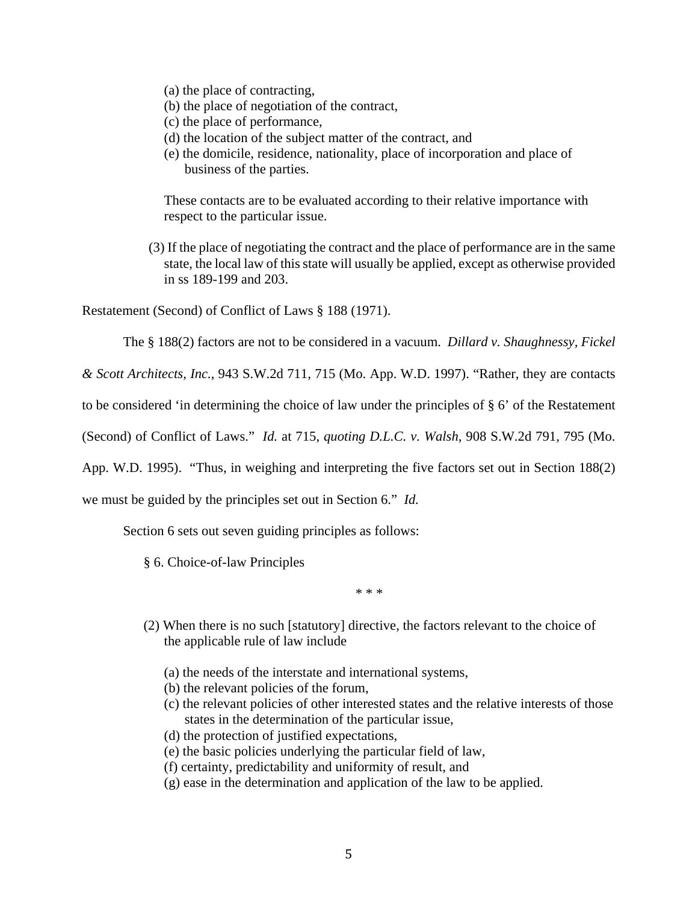(a) the place of contracting,
(b) the place of negotiation of the contract,
(c) the place of performance,
(d) the location of the subject matter of the contract, and
(e) the domicile, residence, nationality, place of incorporation and place of business of the parties.

These contacts are to be evaluated according to their relative importance with respect to the particular issue.

(3) If the place of negotiating the contract and the place of performance are in the same state, the local law of this state will usually be applied, except as otherwise provided in ss 189-199 and 203.

Restatement (Second) of Conflict of Laws § 188 (1971).

The § 188(2) factors are not to be considered in a vacuum. *Dillard v. Shaughnessy, Fickel & Scott Architects, Inc.*, 943 S.W.2d 711, 715 (Mo. App. W.D. 1997). "Rather, they are contacts to be considered 'in determining the choice of law under the principles of § 6' of the Restatement (Second) of Conflict of Laws." *Id.* at 715, *quoting D.L.C. v. Walsh*, 908 S.W.2d 791, 795 (Mo. App. W.D. 1995). "Thus, in weighing and interpreting the five factors set out in Section 188(2) we must be guided by the principles set out in Section 6." *Id.*

Section 6 sets out seven guiding principles as follows:

§ 6. Choice-of-law Principles

\* \* \*

(2) When there is no such [statutory] directive, the factors relevant to the choice of the applicable rule of law include

(a) the needs of the interstate and international systems,
(b) the relevant policies of the forum,
(c) the relevant policies of other interested states and the relative interests of those states in the determination of the particular issue,
(d) the protection of justified expectations,
(e) the basic policies underlying the particular field of law,
(f) certainty, predictability and uniformity of result, and
(g) ease in the determination and application of the law to be applied.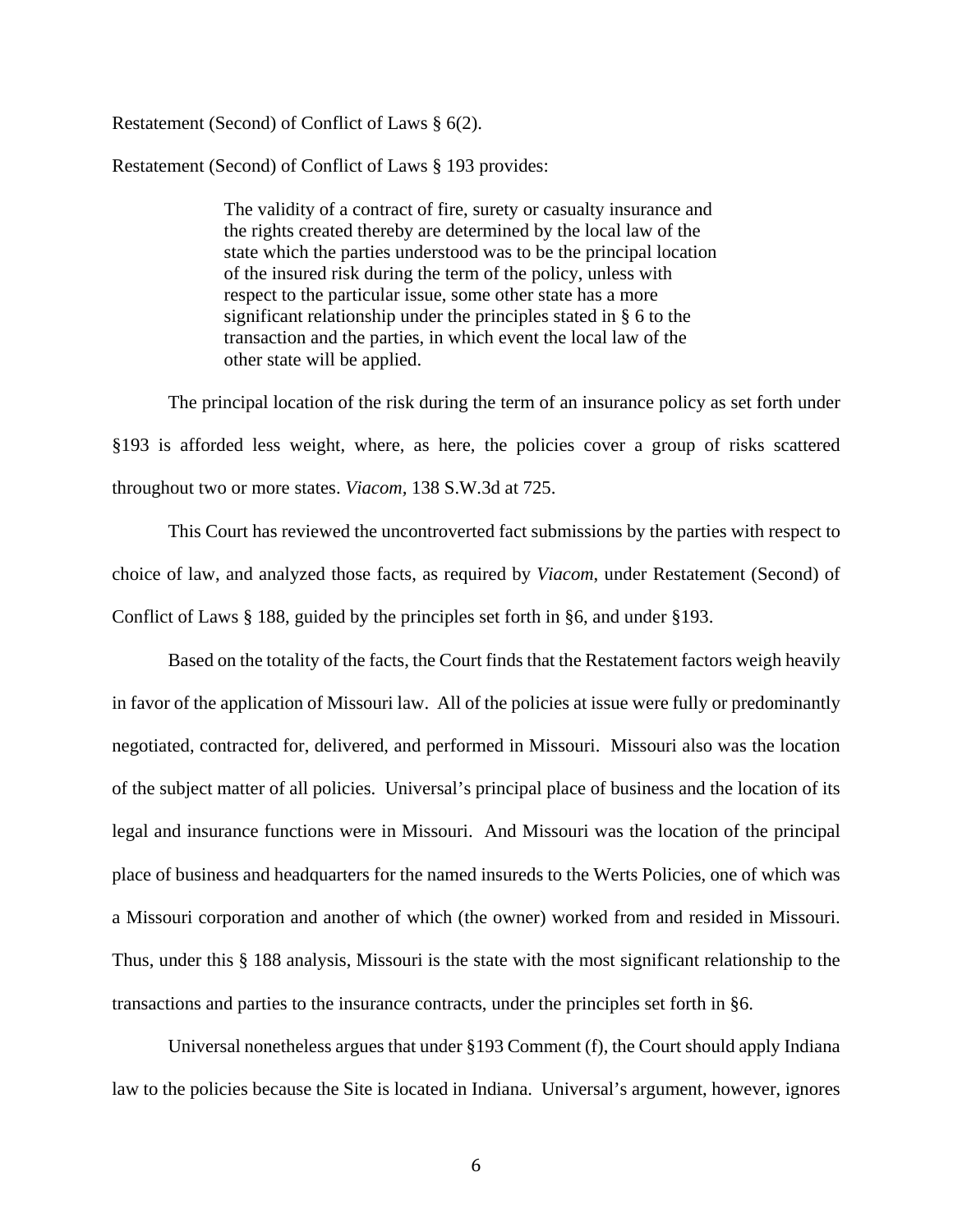Restatement (Second) of Conflict of Laws § 6(2).

Restatement (Second) of Conflict of Laws § 193 provides:

> The validity of a contract of fire, surety or casualty insurance and the rights created thereby are determined by the local law of the state which the parties understood was to be the principal location of the insured risk during the term of the policy, unless with respect to the particular issue, some other state has a more significant relationship under the principles stated in § 6 to the transaction and the parties, in which event the local law of the other state will be applied.

The principal location of the risk during the term of an insurance policy as set forth under §193 is afforded less weight, where, as here, the policies cover a group of risks scattered throughout two or more states. *Viacom*, 138 S.W.3d at 725.

This Court has reviewed the uncontroverted fact submissions by the parties with respect to choice of law, and analyzed those facts, as required by *Viacom*, under Restatement (Second) of Conflict of Laws § 188, guided by the principles set forth in §6, and under §193.

Based on the totality of the facts, the Court finds that the Restatement factors weigh heavily in favor of the application of Missouri law. All of the policies at issue were fully or predominantly negotiated, contracted for, delivered, and performed in Missouri. Missouri also was the location of the subject matter of all policies. Universal's principal place of business and the location of its legal and insurance functions were in Missouri. And Missouri was the location of the principal place of business and headquarters for the named insureds to the Werts Policies, one of which was a Missouri corporation and another of which (the owner) worked from and resided in Missouri. Thus, under this § 188 analysis, Missouri is the state with the most significant relationship to the transactions and parties to the insurance contracts, under the principles set forth in §6.

Universal nonetheless argues that under §193 Comment (f), the Court should apply Indiana law to the policies because the Site is located in Indiana. Universal's argument, however, ignores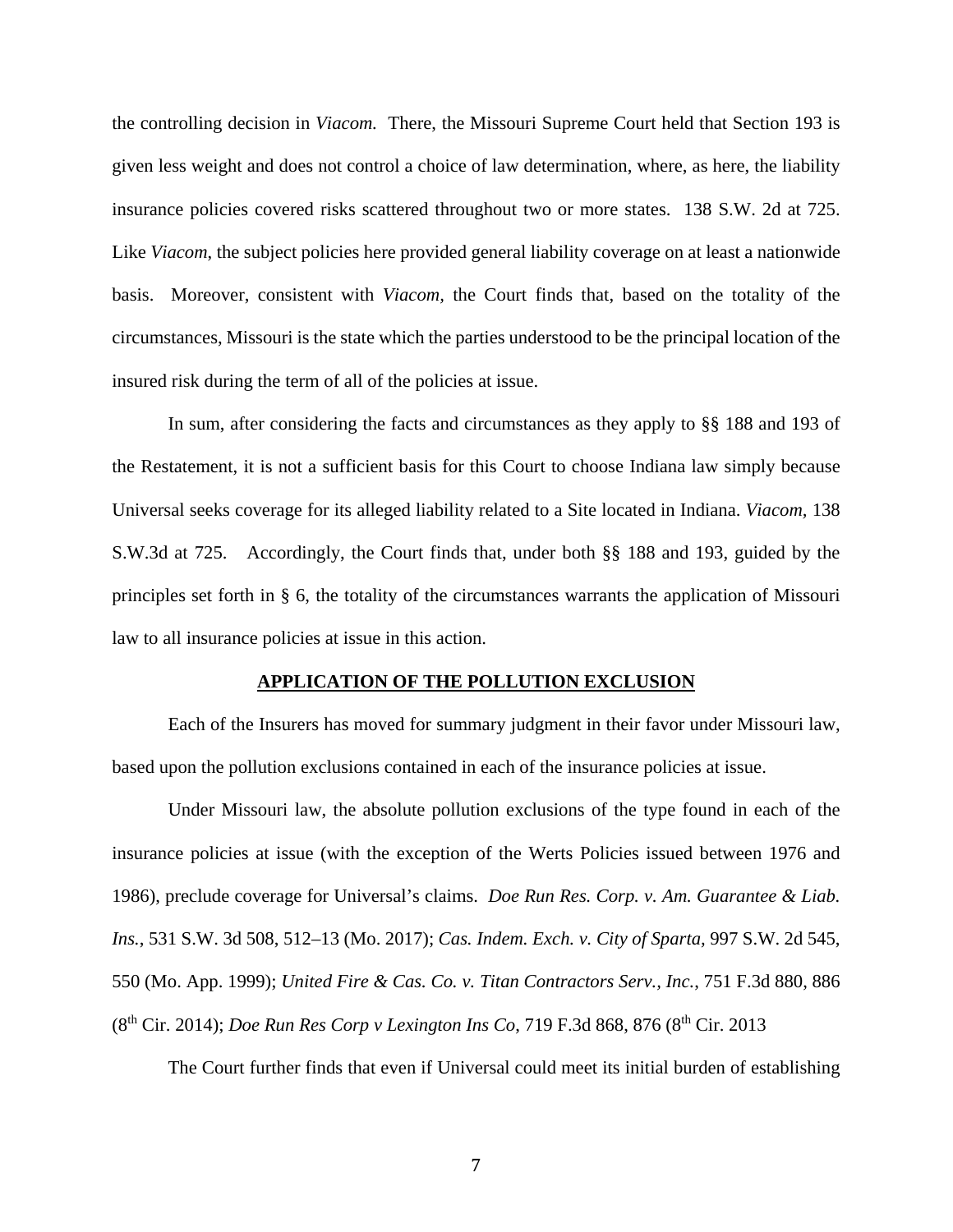the controlling decision in *Viacom.* There, the Missouri Supreme Court held that Section 193 is given less weight and does not control a choice of law determination, where, as here, the liability insurance policies covered risks scattered throughout two or more states. 138 S.W. 2d at 725. Like *Viacom*, the subject policies here provided general liability coverage on at least a nationwide basis. Moreover, consistent with *Viacom*, the Court finds that, based on the totality of the circumstances, Missouri is the state which the parties understood to be the principal location of the insured risk during the term of all of the policies at issue.

In sum, after considering the facts and circumstances as they apply to §§ 188 and 193 of the Restatement, it is not a sufficient basis for this Court to choose Indiana law simply because Universal seeks coverage for its alleged liability related to a Site located in Indiana. *Viacom,* 138 S.W.3d at 725. Accordingly, the Court finds that, under both §§ 188 and 193, guided by the principles set forth in § 6, the totality of the circumstances warrants the application of Missouri law to all insurance policies at issue in this action.

## APPLICATION OF THE POLLUTION EXCLUSION

Each of the Insurers has moved for summary judgment in their favor under Missouri law, based upon the pollution exclusions contained in each of the insurance policies at issue.

Under Missouri law, the absolute pollution exclusions of the type found in each of the insurance policies at issue (with the exception of the Werts Policies issued between 1976 and 1986), preclude coverage for Universal's claims. *Doe Run Res. Corp. v. Am. Guarantee & Liab. Ins.*, 531 S.W. 3d 508, 512–13 (Mo. 2017); *Cas. Indem. Exch. v. City of Sparta*, 997 S.W. 2d 545, 550 (Mo. App. 1999); *United Fire & Cas. Co. v. Titan Contractors Serv., Inc.*, 751 F.3d 880, 886 (8th Cir. 2014); *Doe Run Res Corp v Lexington Ins Co*, 719 F.3d 868, 876 (8th Cir. 2013

The Court further finds that even if Universal could meet its initial burden of establishing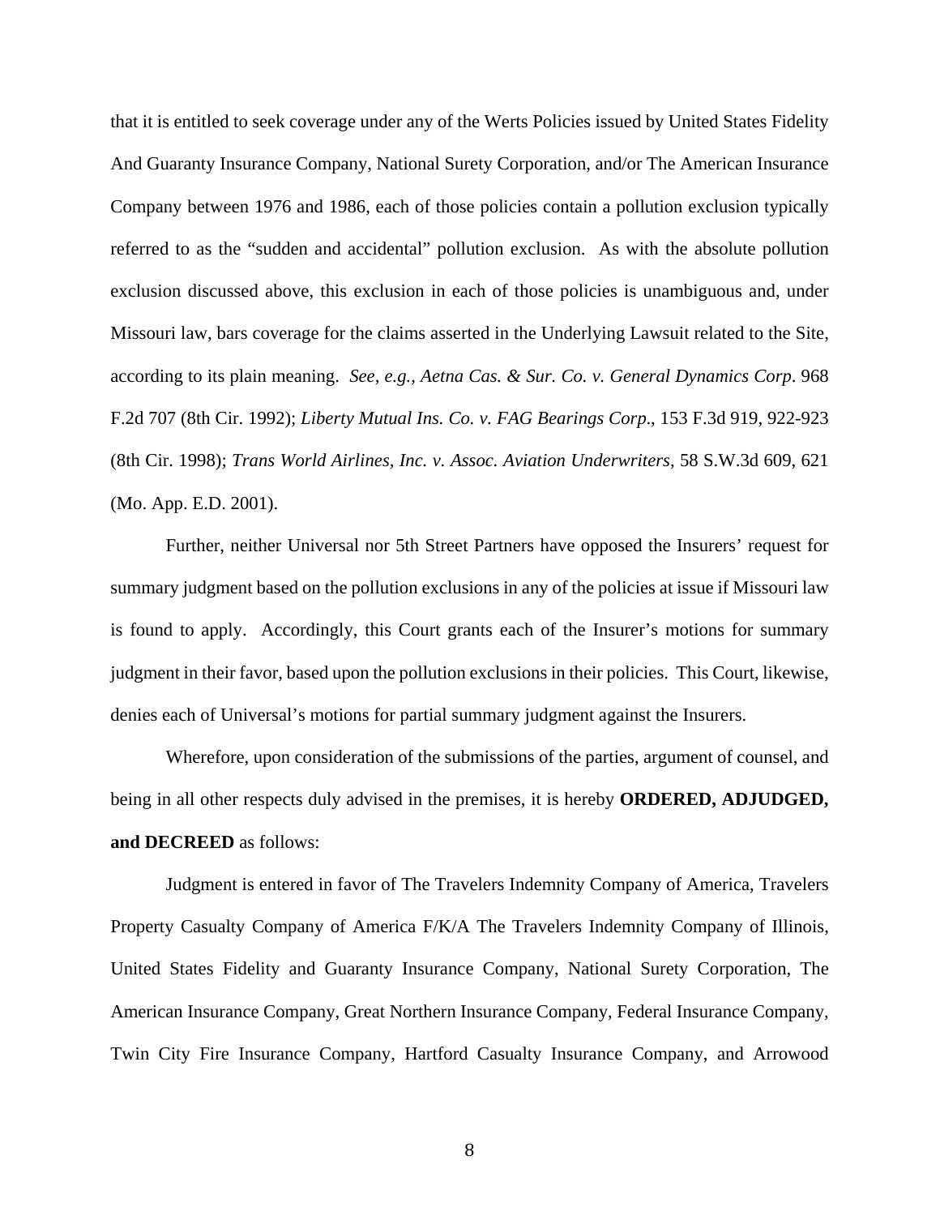that it is entitled to seek coverage under any of the Werts Policies issued by United States Fidelity And Guaranty Insurance Company, National Surety Corporation, and/or The American Insurance Company between 1976 and 1986, each of those policies contain a pollution exclusion typically referred to as the "sudden and accidental" pollution exclusion. As with the absolute pollution exclusion discussed above, this exclusion in each of those policies is unambiguous and, under Missouri law, bars coverage for the claims asserted in the Underlying Lawsuit related to the Site, according to its plain meaning. *See, e.g., Aetna Cas. & Sur. Co. v. General Dynamics Corp*. 968 F.2d 707 (8th Cir. 1992); *Liberty Mutual Ins. Co. v. FAG Bearings Corp*., 153 F.3d 919, 922-923 (8th Cir. 1998); *Trans World Airlines, Inc. v. Assoc. Aviation Underwriters*, 58 S.W.3d 609, 621 (Mo. App. E.D. 2001).

Further, neither Universal nor 5th Street Partners have opposed the Insurers' request for summary judgment based on the pollution exclusions in any of the policies at issue if Missouri law is found to apply. Accordingly, this Court grants each of the Insurer's motions for summary judgment in their favor, based upon the pollution exclusions in their policies. This Court, likewise, denies each of Universal's motions for partial summary judgment against the Insurers.

Wherefore, upon consideration of the submissions of the parties, argument of counsel, and being in all other respects duly advised in the premises, it is hereby **ORDERED, ADJUDGED, and DECREED** as follows:

Judgment is entered in favor of The Travelers Indemnity Company of America, Travelers Property Casualty Company of America F/K/A The Travelers Indemnity Company of Illinois, United States Fidelity and Guaranty Insurance Company, National Surety Corporation, The American Insurance Company, Great Northern Insurance Company, Federal Insurance Company, Twin City Fire Insurance Company, Hartford Casualty Insurance Company, and Arrowood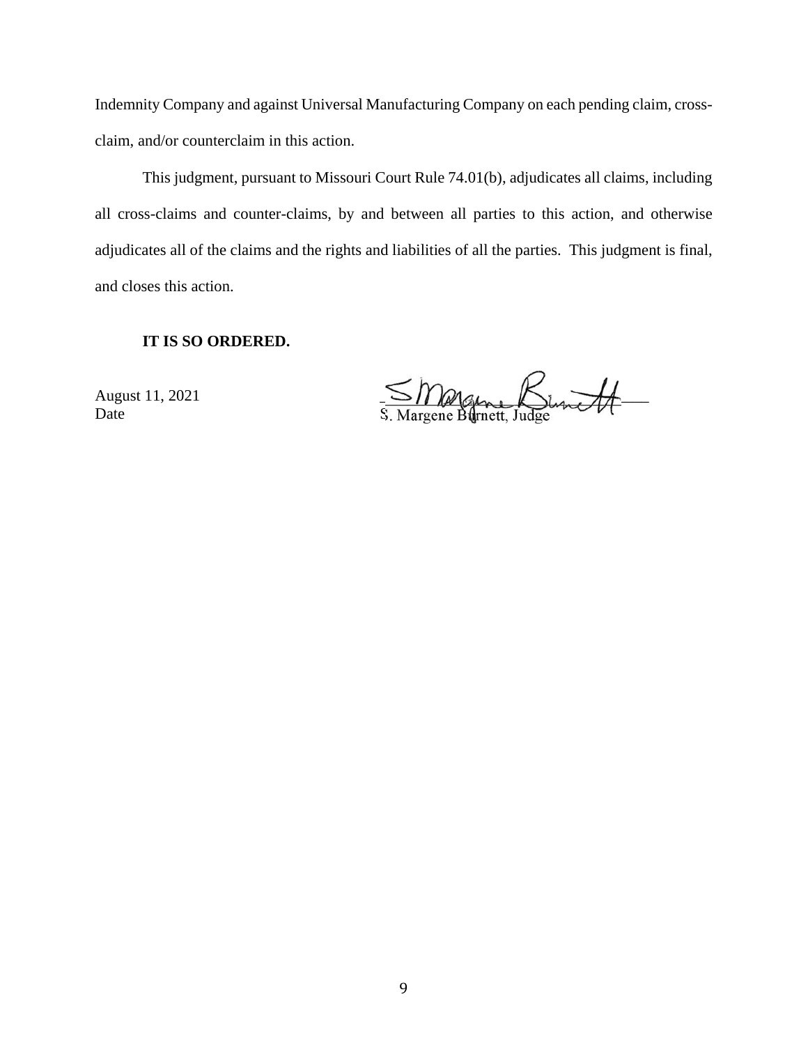Indemnity Company and against Universal Manufacturing Company on each pending claim, cross-claim, and/or counterclaim in this action.

This judgment, pursuant to Missouri Court Rule 74.01(b), adjudicates all claims, including all cross-claims and counter-claims, by and between all parties to this action, and otherwise adjudicates all of the claims and the rights and liabilities of all the parties. This judgment is final, and closes this action.

**IT IS SO ORDERED.**

August 11, 2021
Date

S. Margene Burnett, Judge